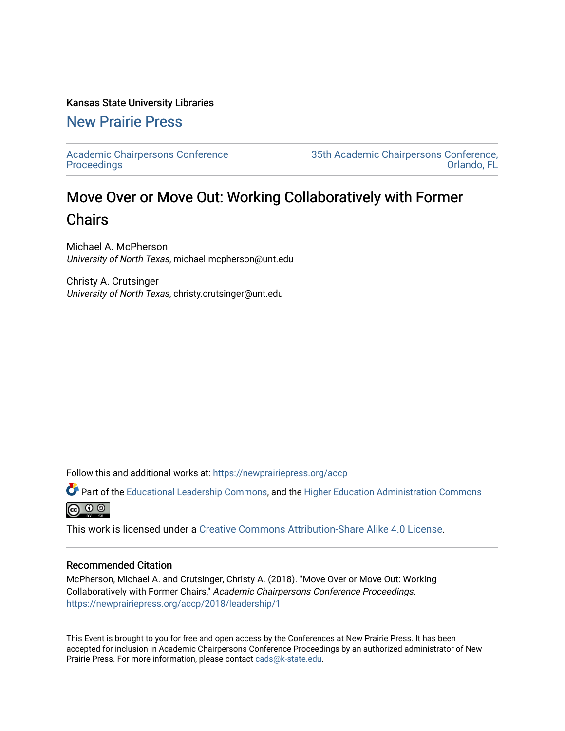Kansas State University Libraries

## New Prairie Press

Academic Chairpersons Conference Proceedings

35th Academic Chairpersons Conference, Orlando, FL

# Move Over or Move Out: Working Collaboratively with Former Chairs

Michael A. McPherson
*University of North Texas*, michael.mcpherson@unt.edu

Christy A. Crutsinger
*University of North Texas*, christy.crutsinger@unt.edu

Follow this and additional works at: https://newprairiepress.org/accp

Part of the Educational Leadership Commons, and the Higher Education Administration Commons

This work is licensed under a Creative Commons Attribution-Share Alike 4.0 License.

### Recommended Citation

McPherson, Michael A. and Crutsinger, Christy A. (2018). "Move Over or Move Out: Working Collaboratively with Former Chairs," *Academic Chairpersons Conference Proceedings*. https://newprairiepress.org/accp/2018/leadership/1

This Event is brought to you for free and open access by the Conferences at New Prairie Press. It has been accepted for inclusion in Academic Chairpersons Conference Proceedings by an authorized administrator of New Prairie Press. For more information, please contact cads@k-state.edu.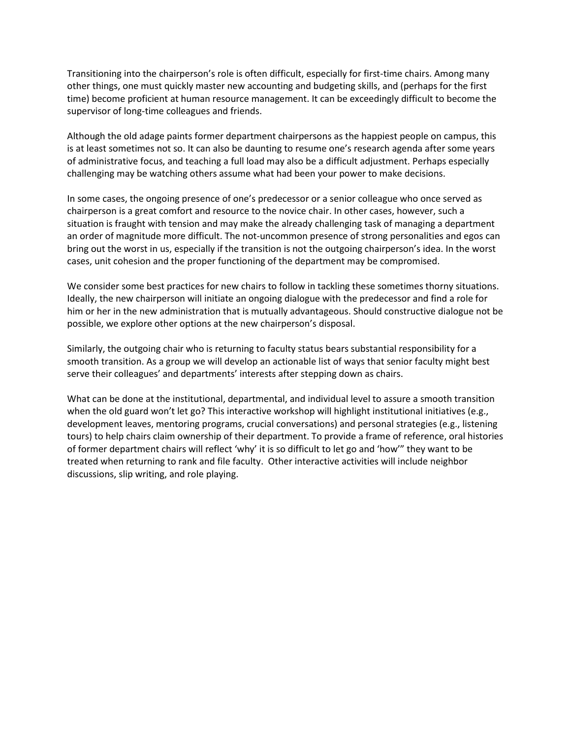Transitioning into the chairperson's role is often difficult, especially for first-time chairs. Among many other things, one must quickly master new accounting and budgeting skills, and (perhaps for the first time) become proficient at human resource management. It can be exceedingly difficult to become the supervisor of long-time colleagues and friends.

Although the old adage paints former department chairpersons as the happiest people on campus, this is at least sometimes not so. It can also be daunting to resume one's research agenda after some years of administrative focus, and teaching a full load may also be a difficult adjustment. Perhaps especially challenging may be watching others assume what had been your power to make decisions.

In some cases, the ongoing presence of one's predecessor or a senior colleague who once served as chairperson is a great comfort and resource to the novice chair. In other cases, however, such a situation is fraught with tension and may make the already challenging task of managing a department an order of magnitude more difficult. The not-uncommon presence of strong personalities and egos can bring out the worst in us, especially if the transition is not the outgoing chairperson's idea. In the worst cases, unit cohesion and the proper functioning of the department may be compromised.

We consider some best practices for new chairs to follow in tackling these sometimes thorny situations. Ideally, the new chairperson will initiate an ongoing dialogue with the predecessor and find a role for him or her in the new administration that is mutually advantageous. Should constructive dialogue not be possible, we explore other options at the new chairperson's disposal.

Similarly, the outgoing chair who is returning to faculty status bears substantial responsibility for a smooth transition. As a group we will develop an actionable list of ways that senior faculty might best serve their colleagues' and departments' interests after stepping down as chairs.

What can be done at the institutional, departmental, and individual level to assure a smooth transition when the old guard won't let go? This interactive workshop will highlight institutional initiatives (e.g., development leaves, mentoring programs, crucial conversations) and personal strategies (e.g., listening tours) to help chairs claim ownership of their department. To provide a frame of reference, oral histories of former department chairs will reflect 'why' it is so difficult to let go and 'how'" they want to be treated when returning to rank and file faculty. Other interactive activities will include neighbor discussions, slip writing, and role playing.